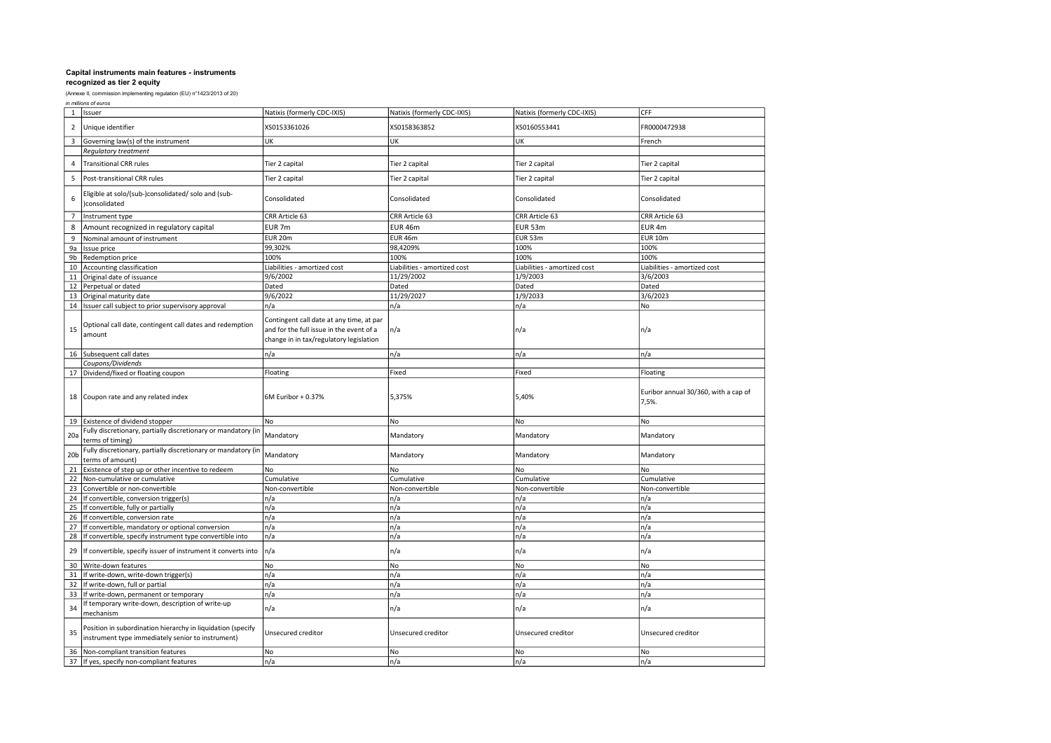**Capital instruments main features - instruments recognized as tier 2 equity**

(Annexe II, commission implementing regulation (EU) n°1423/2013 of 20)

*in millions of euros*

| | | | | | |
|---|---|---|---|---|---|
| 1 | Issuer | Natixis (formerly CDC-IXIS) | Natixis (formerly CDC-IXIS) | Natixis (formerly CDC-IXIS) | CFF |
| 2 | Unique identifier | XS0153361026 | XS0158363852 | XS0160553441 | FR0000472938 |
| 3 | Governing law(s) of the instrument | UK | UK | UK | French |
| | *Regulatory treatment* | | | | |
| 4 | Transitional CRR rules | Tier 2 capital | Tier 2 capital | Tier 2 capital | Tier 2 capital |
| 5 | Post-transitional CRR rules | Tier 2 capital | Tier 2 capital | Tier 2 capital | Tier 2 capital |
| 6 | Eligible at solo/(sub-)consolidated/ solo and (sub-)consolidated | Consolidated | Consolidated | Consolidated | Consolidated |
| 7 | Instrument type | CRR Article 63 | CRR Article 63 | CRR Article 63 | CRR Article 63 |
| 8 | Amount recognized in regulatory capital | EUR 7m | EUR 46m | EUR 53m | EUR 4m |
| 9 | Nominal amount of instrument | EUR 20m | EUR 46m | EUR 53m | EUR 10m |
| 9a | Issue price | 99,302% | 98,4209% | 100% | 100% |
| 9b | Redemption price | 100% | 100% | 100% | 100% |
| 10 | Accounting classification | Liabilities - amortized cost | Liabilities - amortized cost | Liabilities - amortized cost | Liabilities - amortized cost |
| 11 | Original date of issuance | 9/6/2002 | 11/29/2002 | 1/9/2003 | 3/6/2003 |
| 12 | Perpetual or dated | Dated | Dated | Dated | Dated |
| 13 | Original maturity date | 9/6/2022 | 11/29/2027 | 1/9/2033 | 3/6/2023 |
| 14 | Issuer call subject to prior supervisory approval | n/a | n/a | n/a | No |
| 15 | Optional call date, contingent call dates and redemption amount | Contingent call date at any time, at par and for the full issue in the event of a change in in tax/regulatory legislation | n/a | n/a | n/a |
| 16 | Subsequent call dates | n/a | n/a | n/a | n/a |
| | *Coupons/Dividends* | | | | |
| 17 | Dividend/fixed or floating coupon | Floating | Fixed | Fixed | Floating |
| 18 | Coupon rate and any related index | 6M Euribor + 0.37% | 5,375% | 5,40% | Euribor annual 30/360, with a cap of 7,5%. |
| 19 | Existence of dividend stopper | No | No | No | No |
| 20a | Fully discretionary, partially discretionary or mandatory (in terms of timing) | Mandatory | Mandatory | Mandatory | Mandatory |
| 20b | Fully discretionary, partially discretionary or mandatory (in terms of amount) | Mandatory | Mandatory | Mandatory | Mandatory |
| 21 | Existence of step up or other incentive to redeem | No | No | No | No |
| 22 | Non-cumulative or cumulative | Cumulative | Cumulative | Cumulative | Cumulative |
| 23 | Convertible or non-convertible | Non-convertible | Non-convertible | Non-convertible | Non-convertible |
| 24 | If convertible, conversion trigger(s) | n/a | n/a | n/a | n/a |
| 25 | If convertible, fully or partially | n/a | n/a | n/a | n/a |
| 26 | If convertible, conversion rate | n/a | n/a | n/a | n/a |
| 27 | If convertible, mandatory or optional conversion | n/a | n/a | n/a | n/a |
| 28 | If convertible, specify instrument type convertible into | n/a | n/a | n/a | n/a |
| 29 | If convertible, specify issuer of instrument it converts into | n/a | n/a | n/a | n/a |
| 30 | Write-down features | No | No | No | No |
| 31 | If write-down, write-down trigger(s) | n/a | n/a | n/a | n/a |
| 32 | If write-down, full or partial | n/a | n/a | n/a | n/a |
| 33 | If write-down, permanent or temporary | n/a | n/a | n/a | n/a |
| 34 | If temporary write-down, description of write-up mechanism | n/a | n/a | n/a | n/a |
| 35 | Position in subordination hierarchy in liquidation (specify instrument type immediately senior to instrument) | Unsecured creditor | Unsecured creditor | Unsecured creditor | Unsecured creditor |
| 36 | Non-compliant transition features | No | No | No | No |
| 37 | If yes, specify non-compliant features | n/a | n/a | n/a | n/a |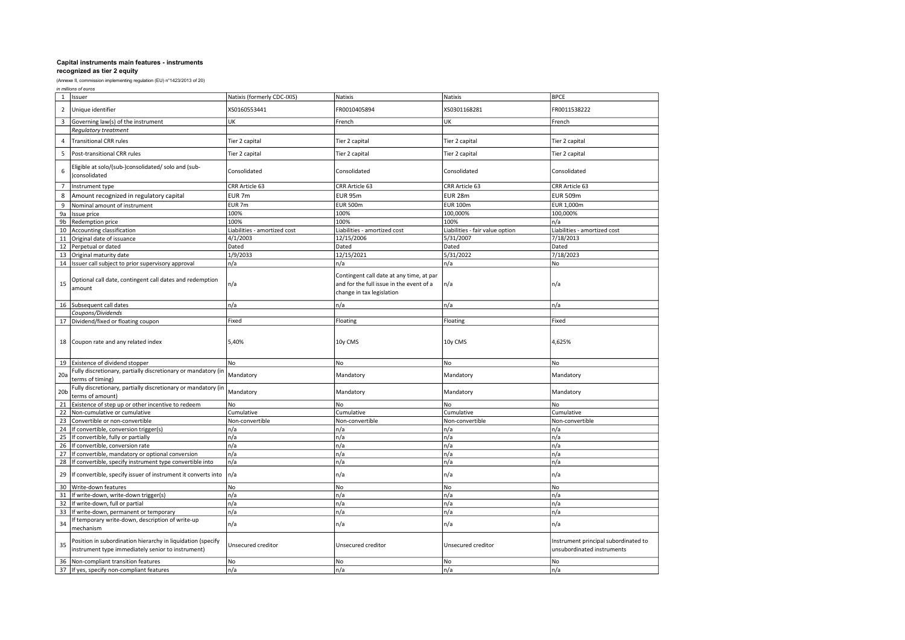**Capital instruments main features - instruments recognized as tier 2 equity**

(Annexe II, commission implementing regulation (EU) n°1423/2013 of 20)

*in millions of euros*

| | | | | | |
|---|---|---|---|---|---|
| 1 | Issuer | Natixis (formerly CDC-IXIS) | Natixis | Natixis | BPCE |
| 2 | Unique identifier | XS0160553441 | FR0010405894 | XS0301168281 | FR0011538222 |
| 3 | Governing law(s) of the instrument | UK | French | UK | French |
| | *Regulatory treatment* | | | | |
| 4 | Transitional CRR rules | Tier 2 capital | Tier 2 capital | Tier 2 capital | Tier 2 capital |
| 5 | Post-transitional CRR rules | Tier 2 capital | Tier 2 capital | Tier 2 capital | Tier 2 capital |
| 6 | Eligible at solo/(sub-)consolidated/ solo and (sub-)consolidated | Consolidated | Consolidated | Consolidated | Consolidated |
| 7 | Instrument type | CRR Article 63 | CRR Article 63 | CRR Article 63 | CRR Article 63 |
| 8 | Amount recognized in regulatory capital | EUR 7m | EUR 95m | EUR 28m | EUR 509m |
| 9 | Nominal amount of instrument | EUR 7m | EUR 500m | EUR 100m | EUR 1,000m |
| 9a | Issue price | 100% | 100% | 100,000% | 100,000% |
| 9b | Redemption price | 100% | 100% | 100% | n/a |
| 10 | Accounting classification | Liabilities - amortized cost | Liabilities - amortized cost | Liabilities - fair value option | Liabilities - amortized cost |
| 11 | Original date of issuance | 4/1/2003 | 12/15/2006 | 5/31/2007 | 7/18/2013 |
| 12 | Perpetual or dated | Dated | Dated | Dated | Dated |
| 13 | Original maturity date | 1/9/2033 | 12/15/2021 | 5/31/2022 | 7/18/2023 |
| 14 | Issuer call subject to prior supervisory approval | n/a | n/a | n/a | No |
| 15 | Optional call date, contingent call dates and redemption amount | n/a | Contingent call date at any time, at par and for the full issue in the event of a change in tax legislation | n/a | n/a |
| 16 | Subsequent call dates | n/a | n/a | n/a | n/a |
| | *Coupons/Dividends* | | | | |
| 17 | Dividend/fixed or floating coupon | Fixed | Floating | Floating | Fixed |
| 18 | Coupon rate and any related index | 5,40% | 10y CMS | 10y CMS | 4,625% |
| 19 | Existence of dividend stopper | No | No | No | No |
| 20a | Fully discretionary, partially discretionary or mandatory (in terms of timing) | Mandatory | Mandatory | Mandatory | Mandatory |
| 20b | Fully discretionary, partially discretionary or mandatory (in terms of amount) | Mandatory | Mandatory | Mandatory | Mandatory |
| 21 | Existence of step up or other incentive to redeem | No | No | No | No |
| 22 | Non-cumulative or cumulative | Cumulative | Cumulative | Cumulative | Cumulative |
| 23 | Convertible or non-convertible | Non-convertible | Non-convertible | Non-convertible | Non-convertible |
| 24 | If convertible, conversion trigger(s) | n/a | n/a | n/a | n/a |
| 25 | If convertible, fully or partially | n/a | n/a | n/a | n/a |
| 26 | If convertible, conversion rate | n/a | n/a | n/a | n/a |
| 27 | If convertible, mandatory or optional conversion | n/a | n/a | n/a | n/a |
| 28 | If convertible, specify instrument type convertible into | n/a | n/a | n/a | n/a |
| 29 | If convertible, specify issuer of instrument it converts into | n/a | n/a | n/a | n/a |
| 30 | Write-down features | No | No | No | No |
| 31 | If write-down, write-down trigger(s) | n/a | n/a | n/a | n/a |
| 32 | If write-down, full or partial | n/a | n/a | n/a | n/a |
| 33 | If write-down, permanent or temporary | n/a | n/a | n/a | n/a |
| 34 | If temporary write-down, description of write-up mechanism | n/a | n/a | n/a | n/a |
| 35 | Position in subordination hierarchy in liquidation (specify instrument type immediately senior to instrument) | Unsecured creditor | Unsecured creditor | Unsecured creditor | Instrument principal subordinated to unsubordinated instruments |
| 36 | Non-compliant transition features | No | No | No | No |
| 37 | If yes, specify non-compliant features | n/a | n/a | n/a | n/a |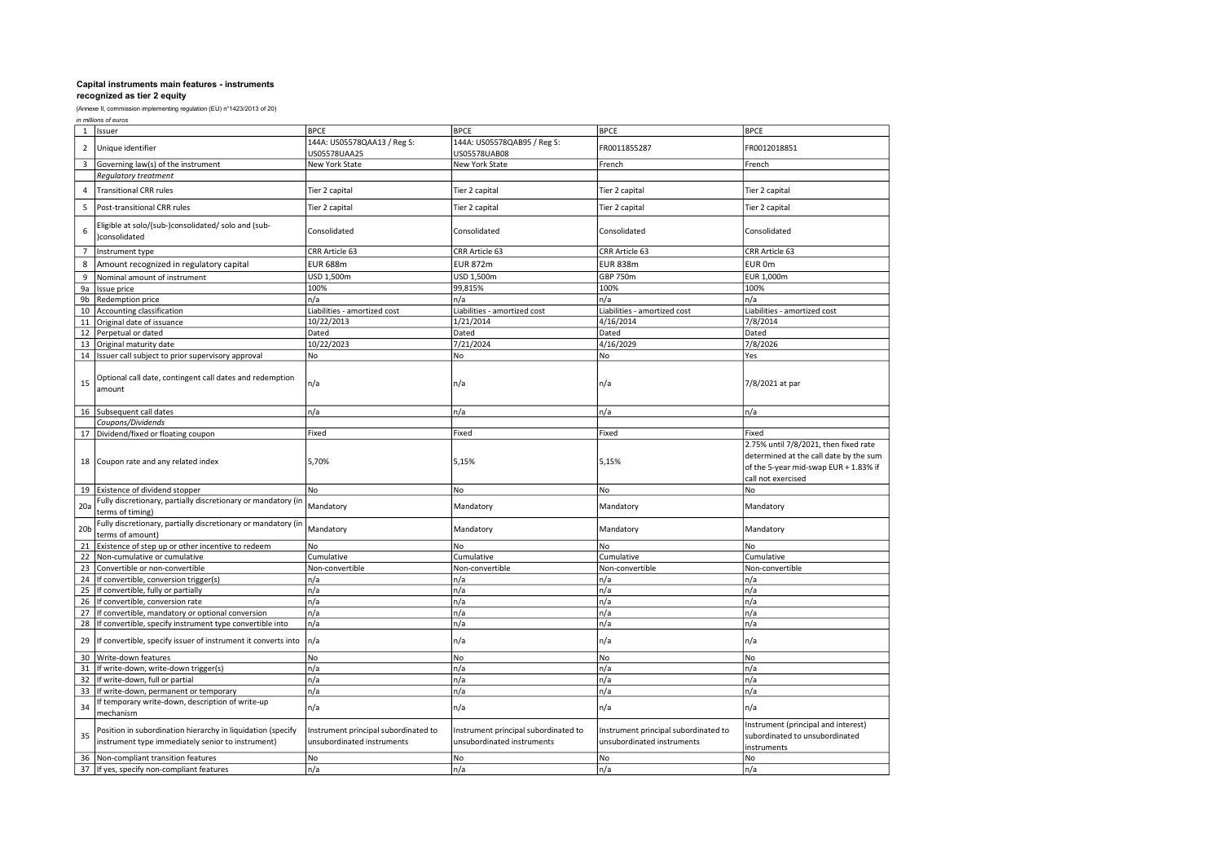**Capital instruments main features - instruments recognized as tier 2 equity**

(Annexe II, commission implementing regulation (EU) n°1423/2013 of 20)

*in millions of euros*

| | | | | | |
|---|---|---|---|---|---|
| 1 | Issuer | BPCE | BPCE | BPCE | BPCE |
| 2 | Unique identifier | 144A: US05578QAA13 / Reg S: US05578UAA25 | 144A: US05578QAB95 / Reg S: US05578UAB08 | FR0011855287 | FR0012018851 |
| 3 | Governing law(s) of the instrument | New York State | New York State | French | French |
| | *Regulatory treatment* | | | | |
| 4 | Transitional CRR rules | Tier 2 capital | Tier 2 capital | Tier 2 capital | Tier 2 capital |
| 5 | Post-transitional CRR rules | Tier 2 capital | Tier 2 capital | Tier 2 capital | Tier 2 capital |
| 6 | Eligible at solo/(sub-)consolidated/ solo and (sub-)consolidated | Consolidated | Consolidated | Consolidated | Consolidated |
| 7 | Instrument type | CRR Article 63 | CRR Article 63 | CRR Article 63 | CRR Article 63 |
| 8 | Amount recognized in regulatory capital | EUR 688m | EUR 872m | EUR 838m | EUR 0m |
| 9 | Nominal amount of instrument | USD 1,500m | USD 1,500m | GBP 750m | EUR 1,000m |
| 9a | Issue price | 100% | 99,815% | 100% | 100% |
| 9b | Redemption price | n/a | n/a | n/a | n/a |
| 10 | Accounting classification | Liabilities - amortized cost | Liabilities - amortized cost | Liabilities - amortized cost | Liabilities - amortized cost |
| 11 | Original date of issuance | 10/22/2013 | 1/21/2014 | 4/16/2014 | 7/8/2014 |
| 12 | Perpetual or dated | Dated | Dated | Dated | Dated |
| 13 | Original maturity date | 10/22/2023 | 7/21/2024 | 4/16/2029 | 7/8/2026 |
| 14 | Issuer call subject to prior supervisory approval | No | No | No | Yes |
| 15 | Optional call date, contingent call dates and redemption amount | n/a | n/a | n/a | 7/8/2021 at par |
| 16 | Subsequent call dates | n/a | n/a | n/a | n/a |
| | *Coupons/Dividends* | | | | |
| 17 | Dividend/fixed or floating coupon | Fixed | Fixed | Fixed | Fixed |
| 18 | Coupon rate and any related index | 5,70% | 5,15% | 5,15% | 2.75% until 7/8/2021, then fixed rate determined at the call date by the sum of the 5-year mid-swap EUR + 1.83% if call not exercised |
| 19 | Existence of dividend stopper | No | No | No | No |
| 20a | Fully discretionary, partially discretionary or mandatory (in terms of timing) | Mandatory | Mandatory | Mandatory | Mandatory |
| 20b | Fully discretionary, partially discretionary or mandatory (in terms of amount) | Mandatory | Mandatory | Mandatory | Mandatory |
| 21 | Existence of step up or other incentive to redeem | No | No | No | No |
| 22 | Non-cumulative or cumulative | Cumulative | Cumulative | Cumulative | Cumulative |
| 23 | Convertible or non-convertible | Non-convertible | Non-convertible | Non-convertible | Non-convertible |
| 24 | If convertible, conversion trigger(s) | n/a | n/a | n/a | n/a |
| 25 | If convertible, fully or partially | n/a | n/a | n/a | n/a |
| 26 | If convertible, conversion rate | n/a | n/a | n/a | n/a |
| 27 | If convertible, mandatory or optional conversion | n/a | n/a | n/a | n/a |
| 28 | If convertible, specify instrument type convertible into | n/a | n/a | n/a | n/a |
| 29 | If convertible, specify issuer of instrument it converts into | n/a | n/a | n/a | n/a |
| 30 | Write-down features | No | No | No | No |
| 31 | If write-down, write-down trigger(s) | n/a | n/a | n/a | n/a |
| 32 | If write-down, full or partial | n/a | n/a | n/a | n/a |
| 33 | If write-down, permanent or temporary | n/a | n/a | n/a | n/a |
| 34 | If temporary write-down, description of write-up mechanism | n/a | n/a | n/a | n/a |
| 35 | Position in subordination hierarchy in liquidation (specify instrument type immediately senior to instrument) | Instrument principal subordinated to unsubordinated instruments | Instrument principal subordinated to unsubordinated instruments | Instrument principal subordinated to unsubordinated instruments | Instrument (principal and interest) subordinated to unsubordinated instruments |
| 36 | Non-compliant transition features | No | No | No | No |
| 37 | If yes, specify non-compliant features | n/a | n/a | n/a | n/a |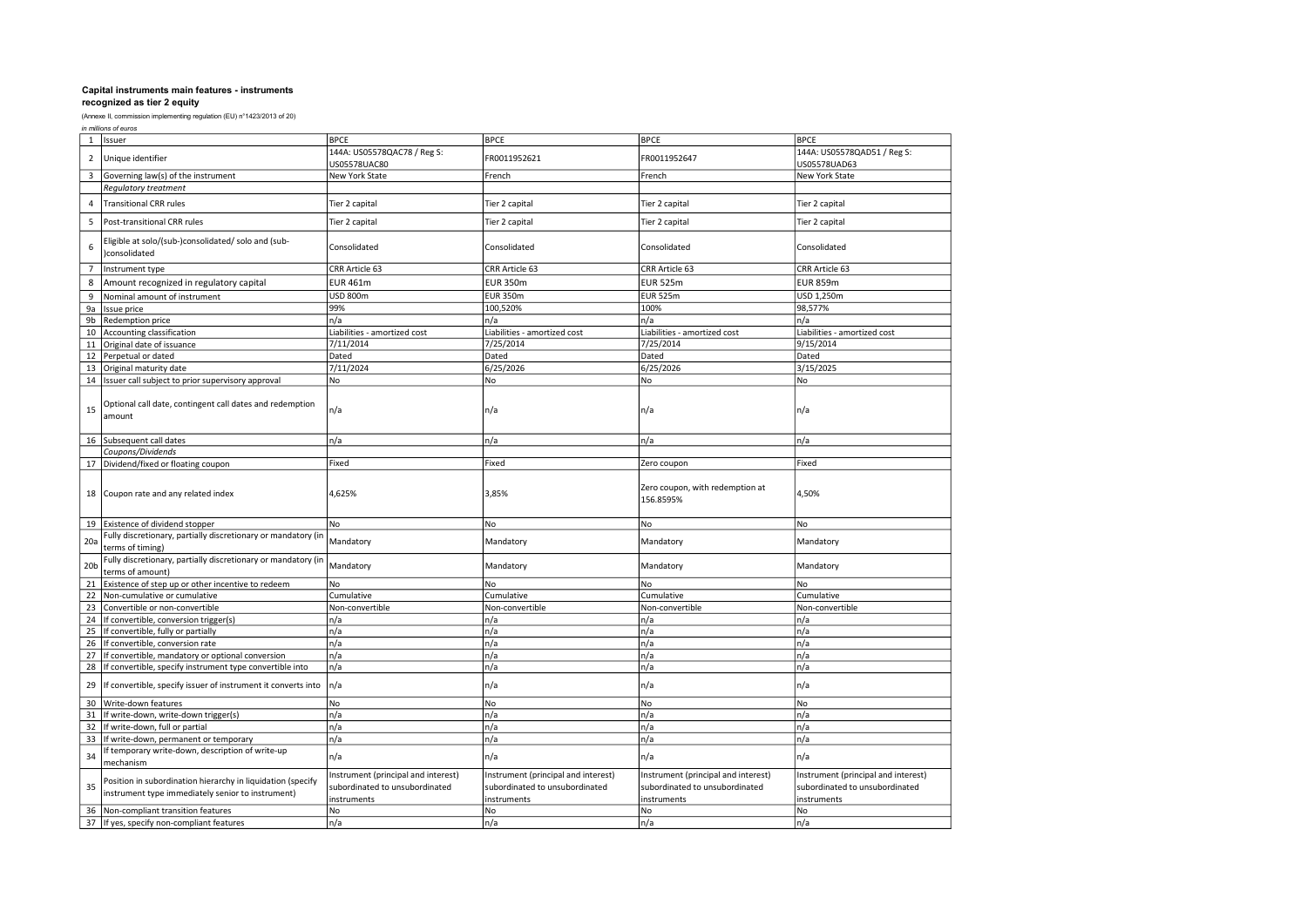**Capital instruments main features - instruments recognized as tier 2 equity**

(Annexe II, commission implementing regulation (EU) n°1423/2013 of 20)

*in millions of euros*

| | | | | | |
|---|---|---|---|---|---|
| 1 | Issuer | BPCE | BPCE | BPCE | BPCE |
| 2 | Unique identifier | 144A: US05578QAC78 / Reg S: US05578UAC80 | FR0011952621 | FR0011952647 | 144A: US05578QAD51 / Reg S: US05578UAD63 |
| 3 | Governing law(s) of the instrument | New York State | French | French | New York State |
| | *Regulatory treatment* | | | | |
| 4 | Transitional CRR rules | Tier 2 capital | Tier 2 capital | Tier 2 capital | Tier 2 capital |
| 5 | Post-transitional CRR rules | Tier 2 capital | Tier 2 capital | Tier 2 capital | Tier 2 capital |
| 6 | Eligible at solo/(sub-)consolidated/ solo and (sub-)consolidated | Consolidated | Consolidated | Consolidated | Consolidated |
| 7 | Instrument type | CRR Article 63 | CRR Article 63 | CRR Article 63 | CRR Article 63 |
| 8 | Amount recognized in regulatory capital | EUR 461m | EUR 350m | EUR 525m | EUR 859m |
| 9 | Nominal amount of instrument | USD 800m | EUR 350m | EUR 525m | USD 1,250m |
| 9a | Issue price | 99% | 100,520% | 100% | 98,577% |
| 9b | Redemption price | n/a | n/a | n/a | n/a |
| 10 | Accounting classification | Liabilities - amortized cost | Liabilities - amortized cost | Liabilities - amortized cost | Liabilities - amortized cost |
| 11 | Original date of issuance | 7/11/2014 | 7/25/2014 | 7/25/2014 | 9/15/2014 |
| 12 | Perpetual or dated | Dated | Dated | Dated | Dated |
| 13 | Original maturity date | 7/11/2024 | 6/25/2026 | 6/25/2026 | 3/15/2025 |
| 14 | Issuer call subject to prior supervisory approval | No | No | No | No |
| 15 | Optional call date, contingent call dates and redemption amount | n/a | n/a | n/a | n/a |
| 16 | Subsequent call dates | n/a | n/a | n/a | n/a |
| | *Coupons/Dividends* | | | | |
| 17 | Dividend/fixed or floating coupon | Fixed | Fixed | Zero coupon | Fixed |
| 18 | Coupon rate and any related index | 4,625% | 3,85% | Zero coupon, with redemption at 156.8595% | 4,50% |
| 19 | Existence of dividend stopper | No | No | No | No |
| 20a | Fully discretionary, partially discretionary or mandatory (in terms of timing) | Mandatory | Mandatory | Mandatory | Mandatory |
| 20b | Fully discretionary, partially discretionary or mandatory (in terms of amount) | Mandatory | Mandatory | Mandatory | Mandatory |
| 21 | Existence of step up or other incentive to redeem | No | No | No | No |
| 22 | Non-cumulative or cumulative | Cumulative | Cumulative | Cumulative | Cumulative |
| 23 | Convertible or non-convertible | Non-convertible | Non-convertible | Non-convertible | Non-convertible |
| 24 | If convertible, conversion trigger(s) | n/a | n/a | n/a | n/a |
| 25 | If convertible, fully or partially | n/a | n/a | n/a | n/a |
| 26 | If convertible, conversion rate | n/a | n/a | n/a | n/a |
| 27 | If convertible, mandatory or optional conversion | n/a | n/a | n/a | n/a |
| 28 | If convertible, specify instrument type convertible into | n/a | n/a | n/a | n/a |
| 29 | If convertible, specify issuer of instrument it converts into | n/a | n/a | n/a | n/a |
| 30 | Write-down features | No | No | No | No |
| 31 | If write-down, write-down trigger(s) | n/a | n/a | n/a | n/a |
| 32 | If write-down, full or partial | n/a | n/a | n/a | n/a |
| 33 | If write-down, permanent or temporary | n/a | n/a | n/a | n/a |
| 34 | If temporary write-down, description of write-up mechanism | n/a | n/a | n/a | n/a |
| 35 | Position in subordination hierarchy in liquidation (specify instrument type immediately senior to instrument) | Instrument (principal and interest) subordinated to unsubordinated instruments | Instrument (principal and interest) subordinated to unsubordinated instruments | Instrument (principal and interest) subordinated to unsubordinated instruments | Instrument (principal and interest) subordinated to unsubordinated instruments |
| 36 | Non-compliant transition features | No | No | No | No |
| 37 | If yes, specify non-compliant features | n/a | n/a | n/a | n/a |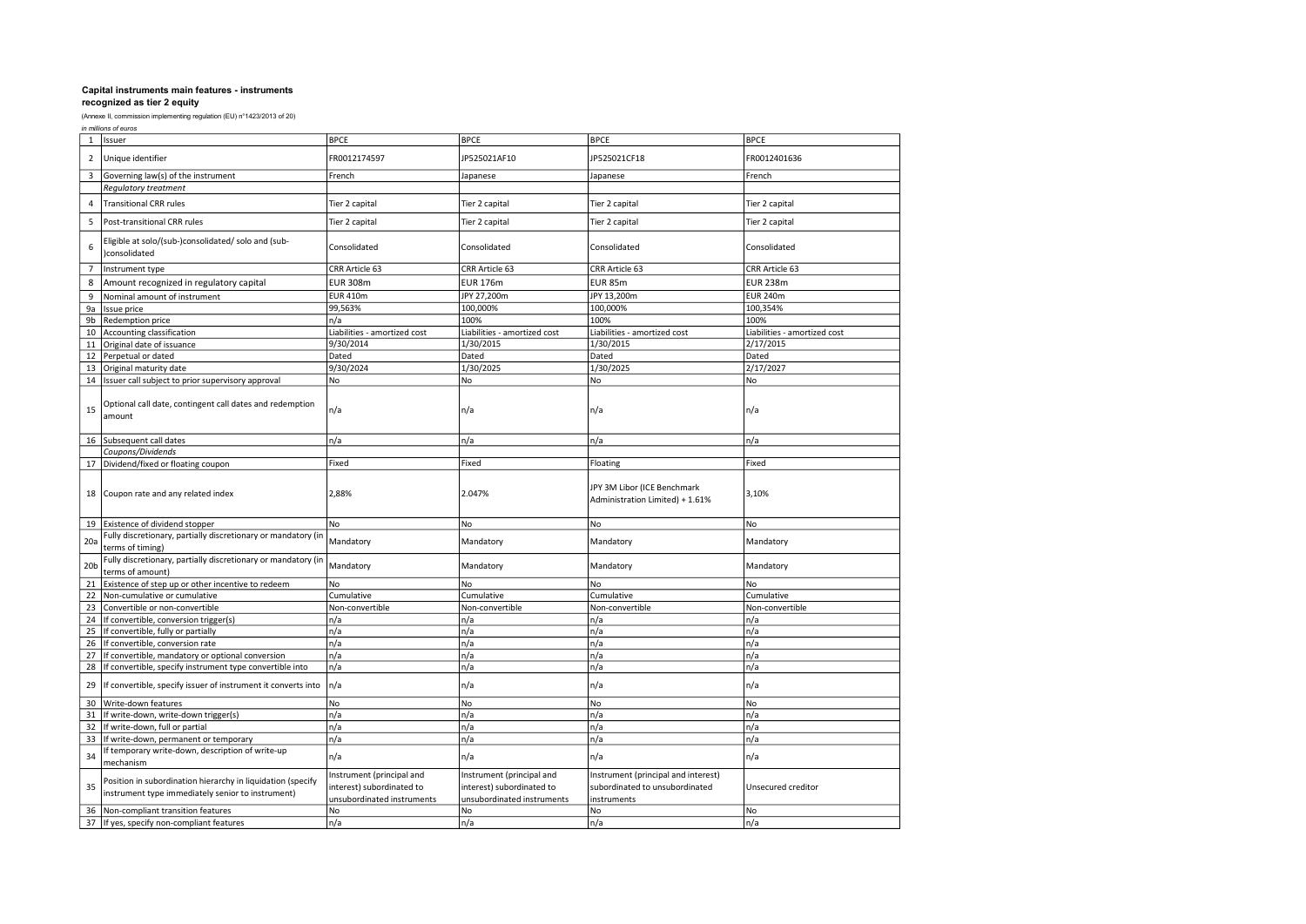**Capital instruments main features - instruments recognized as tier 2 equity**

(Annexe II, commission implementing regulation (EU) n°1423/2013 of 20)

*in millions of euros*

| | | | | | |
|---|---|---|---|---|---|
| 1 | Issuer | BPCE | BPCE | BPCE | BPCE |
| 2 | Unique identifier | FR0012174597 | JP525021AF10 | JP525021CF18 | FR0012401636 |
| 3 | Governing law(s) of the instrument | French | Japanese | Japanese | French |
| | *Regulatory treatment* | | | | |
| 4 | Transitional CRR rules | Tier 2 capital | Tier 2 capital | Tier 2 capital | Tier 2 capital |
| 5 | Post-transitional CRR rules | Tier 2 capital | Tier 2 capital | Tier 2 capital | Tier 2 capital |
| 6 | Eligible at solo/(sub-)consolidated/ solo and (sub-)consolidated | Consolidated | Consolidated | Consolidated | Consolidated |
| 7 | Instrument type | CRR Article 63 | CRR Article 63 | CRR Article 63 | CRR Article 63 |
| 8 | Amount recognized in regulatory capital | EUR 308m | EUR 176m | EUR 85m | EUR 238m |
| 9 | Nominal amount of instrument | EUR 410m | JPY 27,200m | JPY 13,200m | EUR 240m |
| 9a | Issue price | 99,563% | 100,000% | 100,000% | 100,354% |
| 9b | Redemption price | n/a | 100% | 100% | 100% |
| 10 | Accounting classification | Liabilities - amortized cost | Liabilities - amortized cost | Liabilities - amortized cost | Liabilities - amortized cost |
| 11 | Original date of issuance | 9/30/2014 | 1/30/2015 | 1/30/2015 | 2/17/2015 |
| 12 | Perpetual or dated | Dated | Dated | Dated | Dated |
| 13 | Original maturity date | 9/30/2024 | 1/30/2025 | 1/30/2025 | 2/17/2027 |
| 14 | Issuer call subject to prior supervisory approval | No | No | No | No |
| 15 | Optional call date, contingent call dates and redemption amount | n/a | n/a | n/a | n/a |
| 16 | Subsequent call dates | n/a | n/a | n/a | n/a |
| | *Coupons/Dividends* | | | | |
| 17 | Dividend/fixed or floating coupon | Fixed | Fixed | Floating | Fixed |
| 18 | Coupon rate and any related index | 2,88% | 2.047% | JPY 3M Libor (ICE Benchmark Administration Limited) + 1.61% | 3,10% |
| 19 | Existence of dividend stopper | No | No | No | No |
| 20a | Fully discretionary, partially discretionary or mandatory (in terms of timing) | Mandatory | Mandatory | Mandatory | Mandatory |
| 20b | Fully discretionary, partially discretionary or mandatory (in terms of amount) | Mandatory | Mandatory | Mandatory | Mandatory |
| 21 | Existence of step up or other incentive to redeem | No | No | No | No |
| 22 | Non-cumulative or cumulative | Cumulative | Cumulative | Cumulative | Cumulative |
| 23 | Convertible or non-convertible | Non-convertible | Non-convertible | Non-convertible | Non-convertible |
| 24 | If convertible, conversion trigger(s) | n/a | n/a | n/a | n/a |
| 25 | If convertible, fully or partially | n/a | n/a | n/a | n/a |
| 26 | If convertible, conversion rate | n/a | n/a | n/a | n/a |
| 27 | If convertible, mandatory or optional conversion | n/a | n/a | n/a | n/a |
| 28 | If convertible, specify instrument type convertible into | n/a | n/a | n/a | n/a |
| 29 | If convertible, specify issuer of instrument it converts into | n/a | n/a | n/a | n/a |
| 30 | Write-down features | No | No | No | No |
| 31 | If write-down, write-down trigger(s) | n/a | n/a | n/a | n/a |
| 32 | If write-down, full or partial | n/a | n/a | n/a | n/a |
| 33 | If write-down, permanent or temporary | n/a | n/a | n/a | n/a |
| 34 | If temporary write-down, description of write-up mechanism | n/a | n/a | n/a | n/a |
| 35 | Position in subordination hierarchy in liquidation (specify instrument type immediately senior to instrument) | Instrument (principal and interest) subordinated to unsubordinated instruments | Instrument (principal and interest) subordinated to unsubordinated instruments | Instrument (principal and interest) subordinated to unsubordinated instruments | Unsecured creditor |
| 36 | Non-compliant transition features | No | No | No | No |
| 37 | If yes, specify non-compliant features | n/a | n/a | n/a | n/a |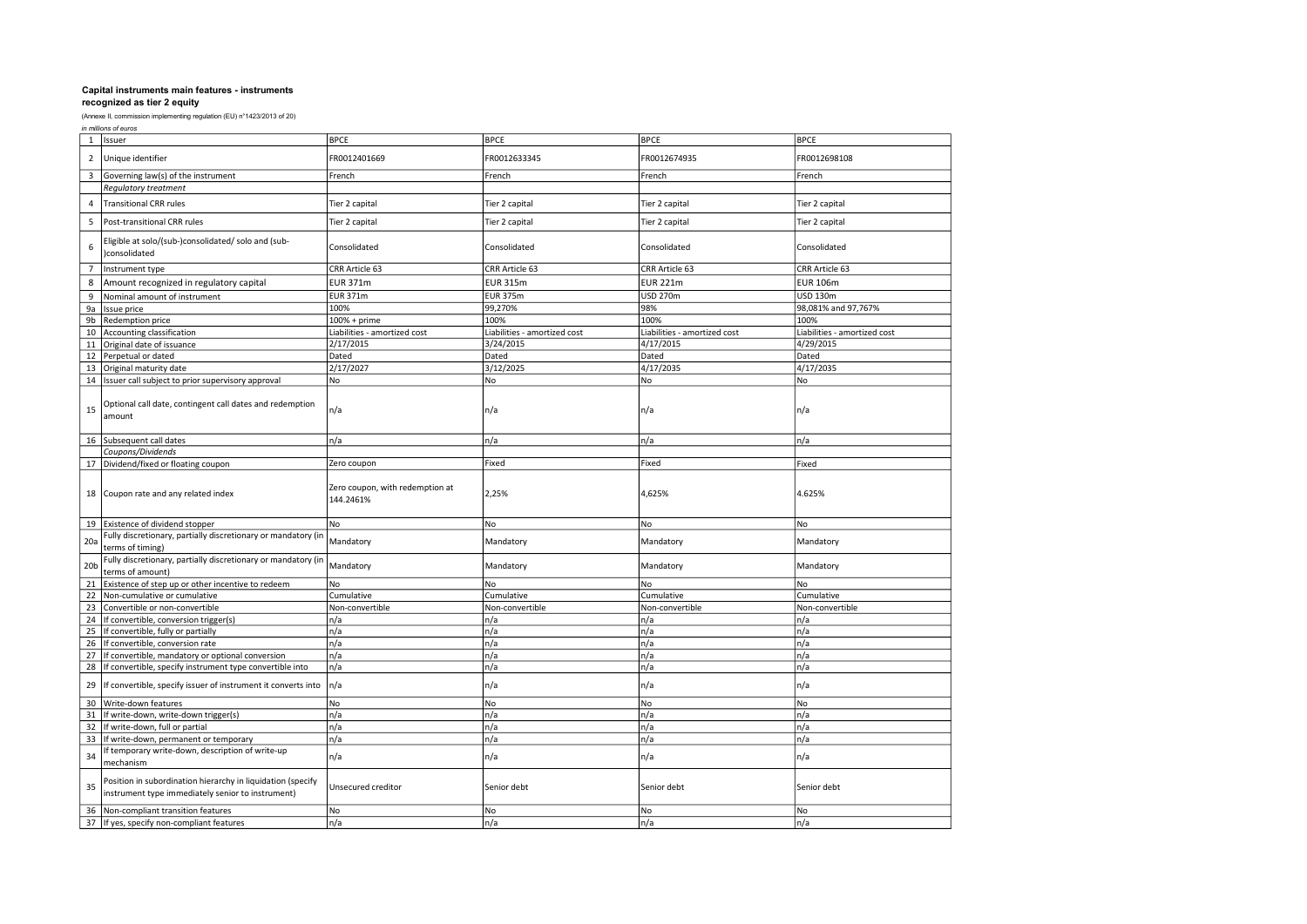**Capital instruments main features - instruments recognized as tier 2 equity**

(Annexe II, commission implementing regulation (EU) n°1423/2013 of 20)

*in millions of euros*

| | | | | | |
|---|---|---|---|---|---|
| 1 | Issuer | BPCE | BPCE | BPCE | BPCE |
| 2 | Unique identifier | FR0012401669 | FR0012633345 | FR0012674935 | FR0012698108 |
| 3 | Governing law(s) of the instrument | French | French | French | French |
| | *Regulatory treatment* | | | | |
| 4 | Transitional CRR rules | Tier 2 capital | Tier 2 capital | Tier 2 capital | Tier 2 capital |
| 5 | Post-transitional CRR rules | Tier 2 capital | Tier 2 capital | Tier 2 capital | Tier 2 capital |
| 6 | Eligible at solo/(sub-)consolidated/ solo and (sub-)consolidated | Consolidated | Consolidated | Consolidated | Consolidated |
| 7 | Instrument type | CRR Article 63 | CRR Article 63 | CRR Article 63 | CRR Article 63 |
| 8 | Amount recognized in regulatory capital | EUR 371m | EUR 315m | EUR 221m | EUR 106m |
| 9 | Nominal amount of instrument | EUR 371m | EUR 375m | USD 270m | USD 130m |
| 9a | Issue price | 100% | 99,270% | 98% | 98,081% and 97,767% |
| 9b | Redemption price | 100% + prime | 100% | 100% | 100% |
| 10 | Accounting classification | Liabilities - amortized cost | Liabilities - amortized cost | Liabilities - amortized cost | Liabilities - amortized cost |
| 11 | Original date of issuance | 2/17/2015 | 3/24/2015 | 4/17/2015 | 4/29/2015 |
| 12 | Perpetual or dated | Dated | Dated | Dated | Dated |
| 13 | Original maturity date | 2/17/2027 | 3/12/2025 | 4/17/2035 | 4/17/2035 |
| 14 | Issuer call subject to prior supervisory approval | No | No | No | No |
| 15 | Optional call date, contingent call dates and redemption amount | n/a | n/a | n/a | n/a |
| 16 | Subsequent call dates | n/a | n/a | n/a | n/a |
| | *Coupons/Dividends* | | | | |
| 17 | Dividend/fixed or floating coupon | Zero coupon | Fixed | Fixed | Fixed |
| 18 | Coupon rate and any related index | Zero coupon, with redemption at 144.2461% | 2,25% | 4,625% | 4.625% |
| 19 | Existence of dividend stopper | No | No | No | No |
| 20a | Fully discretionary, partially discretionary or mandatory (in terms of timing) | Mandatory | Mandatory | Mandatory | Mandatory |
| 20b | Fully discretionary, partially discretionary or mandatory (in terms of amount) | Mandatory | Mandatory | Mandatory | Mandatory |
| 21 | Existence of step up or other incentive to redeem | No | No | No | No |
| 22 | Non-cumulative or cumulative | Cumulative | Cumulative | Cumulative | Cumulative |
| 23 | Convertible or non-convertible | Non-convertible | Non-convertible | Non-convertible | Non-convertible |
| 24 | If convertible, conversion trigger(s) | n/a | n/a | n/a | n/a |
| 25 | If convertible, fully or partially | n/a | n/a | n/a | n/a |
| 26 | If convertible, conversion rate | n/a | n/a | n/a | n/a |
| 27 | If convertible, mandatory or optional conversion | n/a | n/a | n/a | n/a |
| 28 | If convertible, specify instrument type convertible into | n/a | n/a | n/a | n/a |
| 29 | If convertible, specify issuer of instrument it converts into | n/a | n/a | n/a | n/a |
| 30 | Write-down features | No | No | No | No |
| 31 | If write-down, write-down trigger(s) | n/a | n/a | n/a | n/a |
| 32 | If write-down, full or partial | n/a | n/a | n/a | n/a |
| 33 | If write-down, permanent or temporary | n/a | n/a | n/a | n/a |
| 34 | If temporary write-down, description of write-up mechanism | n/a | n/a | n/a | n/a |
| 35 | Position in subordination hierarchy in liquidation (specify instrument type immediately senior to instrument) | Unsecured creditor | Senior debt | Senior debt | Senior debt |
| 36 | Non-compliant transition features | No | No | No | No |
| 37 | If yes, specify non-compliant features | n/a | n/a | n/a | n/a |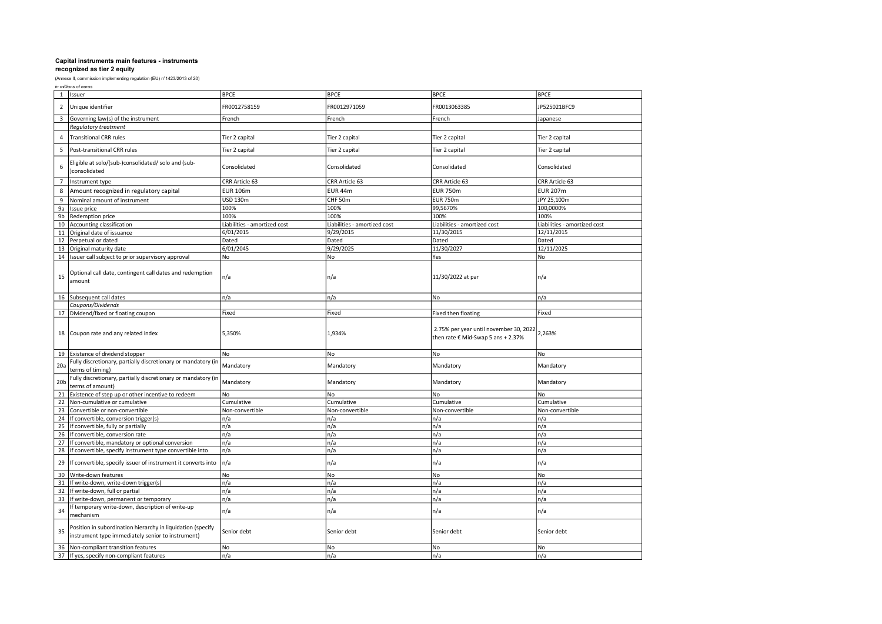**Capital instruments main features - instruments recognized as tier 2 equity**

(Annexe II, commission implementing regulation (EU) n°1423/2013 of 20)

*in millions of euros*

| | | | | | |
|---|---|---|---|---|---|
| 1 | Issuer | BPCE | BPCE | BPCE | BPCE |
| 2 | Unique identifier | FR0012758159 | FR0012971059 | FR0013063385 | JP525021BFC9 |
| 3 | Governing law(s) of the instrument | French | French | French | Japanese |
| | *Regulatory treatment* | | | | |
| 4 | Transitional CRR rules | Tier 2 capital | Tier 2 capital | Tier 2 capital | Tier 2 capital |
| 5 | Post-transitional CRR rules | Tier 2 capital | Tier 2 capital | Tier 2 capital | Tier 2 capital |
| 6 | Eligible at solo/(sub-)consolidated/ solo and (sub-)consolidated | Consolidated | Consolidated | Consolidated | Consolidated |
| 7 | Instrument type | CRR Article 63 | CRR Article 63 | CRR Article 63 | CRR Article 63 |
| 8 | Amount recognized in regulatory capital | EUR 106m | EUR 44m | EUR 750m | EUR 207m |
| 9 | Nominal amount of instrument | USD 130m | CHF 50m | EUR 750m | JPY 25,100m |
| 9a | Issue price | 100% | 100% | 99,5670% | 100,0000% |
| 9b | Redemption price | 100% | 100% | 100% | 100% |
| 10 | Accounting classification | Liabilities - amortized cost | Liabilities - amortized cost | Liabilities - amortized cost | Liabilities - amortized cost |
| 11 | Original date of issuance | 6/01/2015 | 9/29/2015 | 11/30/2015 | 12/11/2015 |
| 12 | Perpetual or dated | Dated | Dated | Dated | Dated |
| 13 | Original maturity date | 6/01/2045 | 9/29/2025 | 11/30/2027 | 12/11/2025 |
| 14 | Issuer call subject to prior supervisory approval | No | No | Yes | No |
| 15 | Optional call date, contingent call dates and redemption amount | n/a | n/a | 11/30/2022 at par | n/a |
| 16 | Subsequent call dates | n/a | n/a | No | n/a |
| | *Coupons/Dividends* | | | | |
| 17 | Dividend/fixed or floating coupon | Fixed | Fixed | Fixed then floating | Fixed |
| 18 | Coupon rate and any related index | 5,350% | 1,934% | 2.75% per year until november 30, 2022 then rate € Mid-Swap 5 ans + 2.37% | 2,263% |
| 19 | Existence of dividend stopper | No | No | No | No |
| 20a | Fully discretionary, partially discretionary or mandatory (in terms of timing) | Mandatory | Mandatory | Mandatory | Mandatory |
| 20b | Fully discretionary, partially discretionary or mandatory (in terms of amount) | Mandatory | Mandatory | Mandatory | Mandatory |
| 21 | Existence of step up or other incentive to redeem | No | No | No | No |
| 22 | Non-cumulative or cumulative | Cumulative | Cumulative | Cumulative | Cumulative |
| 23 | Convertible or non-convertible | Non-convertible | Non-convertible | Non-convertible | Non-convertible |
| 24 | If convertible, conversion trigger(s) | n/a | n/a | n/a | n/a |
| 25 | If convertible, fully or partially | n/a | n/a | n/a | n/a |
| 26 | If convertible, conversion rate | n/a | n/a | n/a | n/a |
| 27 | If convertible, mandatory or optional conversion | n/a | n/a | n/a | n/a |
| 28 | If convertible, specify instrument type convertible into | n/a | n/a | n/a | n/a |
| 29 | If convertible, specify issuer of instrument it converts into | n/a | n/a | n/a | n/a |
| 30 | Write-down features | No | No | No | No |
| 31 | If write-down, write-down trigger(s) | n/a | n/a | n/a | n/a |
| 32 | If write-down, full or partial | n/a | n/a | n/a | n/a |
| 33 | If write-down, permanent or temporary | n/a | n/a | n/a | n/a |
| 34 | If temporary write-down, description of write-up mechanism | n/a | n/a | n/a | n/a |
| 35 | Position in subordination hierarchy in liquidation (specify instrument type immediately senior to instrument) | Senior debt | Senior debt | Senior debt | Senior debt |
| 36 | Non-compliant transition features | No | No | No | No |
| 37 | If yes, specify non-compliant features | n/a | n/a | n/a | n/a |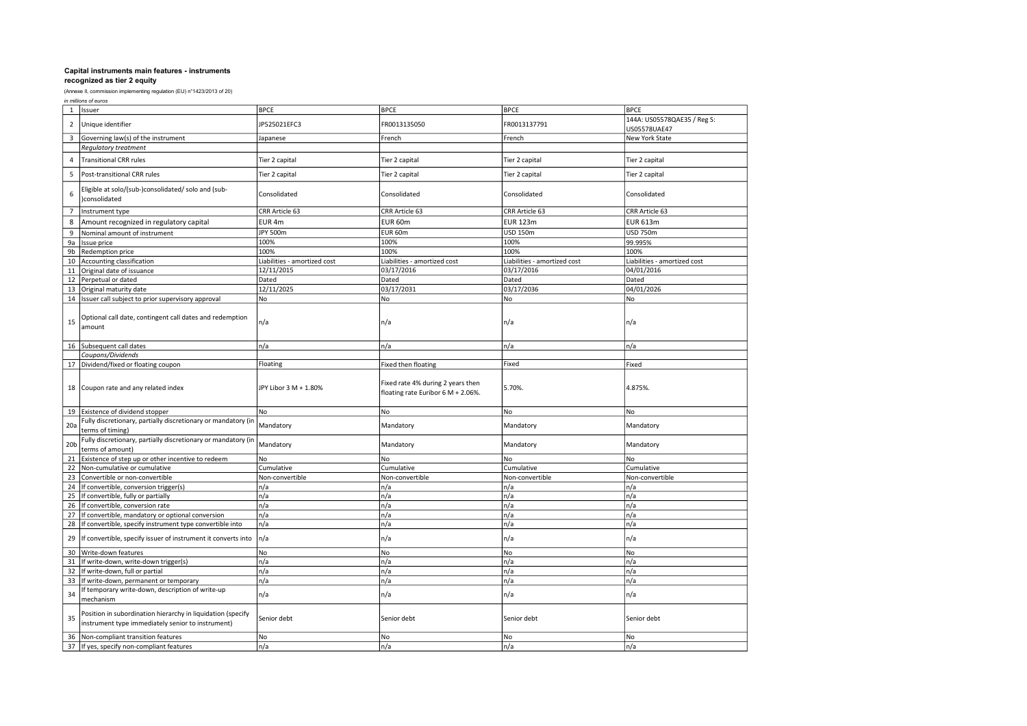**Capital instruments main features - instruments recognized as tier 2 equity**

(Annexe II, commission implementing regulation (EU) n°1423/2013 of 20)

*in millions of euros*

| | | | | | |
|---|---|---|---|---|---|
| 1 | Issuer | BPCE | BPCE | BPCE | BPCE |
| 2 | Unique identifier | JP525021EFC3 | FR0013135050 | FR0013137791 | 144A: US05578QAE35 / Reg S: US05578UAE47 |
| 3 | Governing law(s) of the instrument | Japanese | French | French | New York State |
| | *Regulatory treatment* | | | | |
| 4 | Transitional CRR rules | Tier 2 capital | Tier 2 capital | Tier 2 capital | Tier 2 capital |
| 5 | Post-transitional CRR rules | Tier 2 capital | Tier 2 capital | Tier 2 capital | Tier 2 capital |
| 6 | Eligible at solo/(sub-)consolidated/ solo and (sub-)consolidated | Consolidated | Consolidated | Consolidated | Consolidated |
| 7 | Instrument type | CRR Article 63 | CRR Article 63 | CRR Article 63 | CRR Article 63 |
| 8 | Amount recognized in regulatory capital | EUR 4m | EUR 60m | EUR 123m | EUR 613m |
| 9 | Nominal amount of instrument | JPY 500m | EUR 60m | USD 150m | USD 750m |
| 9a | Issue price | 100% | 100% | 100% | 99.995% |
| 9b | Redemption price | 100% | 100% | 100% | 100% |
| 10 | Accounting classification | Liabilities - amortized cost | Liabilities - amortized cost | Liabilities - amortized cost | Liabilities - amortized cost |
| 11 | Original date of issuance | 12/11/2015 | 03/17/2016 | 03/17/2016 | 04/01/2016 |
| 12 | Perpetual or dated | Dated | Dated | Dated | Dated |
| 13 | Original maturity date | 12/11/2025 | 03/17/2031 | 03/17/2036 | 04/01/2026 |
| 14 | Issuer call subject to prior supervisory approval | No | No | No | No |
| 15 | Optional call date, contingent call dates and redemption amount | n/a | n/a | n/a | n/a |
| 16 | Subsequent call dates | n/a | n/a | n/a | n/a |
| | *Coupons/Dividends* | | | | |
| 17 | Dividend/fixed or floating coupon | Floating | Fixed then floating | Fixed | Fixed |
| 18 | Coupon rate and any related index | JPY Libor 3 M + 1.80% | Fixed rate 4% during 2 years then floating rate Euribor 6 M + 2.06%. | 5.70%. | 4.875%. |
| 19 | Existence of dividend stopper | No | No | No | No |
| 20a | Fully discretionary, partially discretionary or mandatory (in terms of timing) | Mandatory | Mandatory | Mandatory | Mandatory |
| 20b | Fully discretionary, partially discretionary or mandatory (in terms of amount) | Mandatory | Mandatory | Mandatory | Mandatory |
| 21 | Existence of step up or other incentive to redeem | No | No | No | No |
| 22 | Non-cumulative or cumulative | Cumulative | Cumulative | Cumulative | Cumulative |
| 23 | Convertible or non-convertible | Non-convertible | Non-convertible | Non-convertible | Non-convertible |
| 24 | If convertible, conversion trigger(s) | n/a | n/a | n/a | n/a |
| 25 | If convertible, fully or partially | n/a | n/a | n/a | n/a |
| 26 | If convertible, conversion rate | n/a | n/a | n/a | n/a |
| 27 | If convertible, mandatory or optional conversion | n/a | n/a | n/a | n/a |
| 28 | If convertible, specify instrument type convertible into | n/a | n/a | n/a | n/a |
| 29 | If convertible, specify issuer of instrument it converts into | n/a | n/a | n/a | n/a |
| 30 | Write-down features | No | No | No | No |
| 31 | If write-down, write-down trigger(s) | n/a | n/a | n/a | n/a |
| 32 | If write-down, full or partial | n/a | n/a | n/a | n/a |
| 33 | If write-down, permanent or temporary | n/a | n/a | n/a | n/a |
| 34 | If temporary write-down, description of write-up mechanism | n/a | n/a | n/a | n/a |
| 35 | Position in subordination hierarchy in liquidation (specify instrument type immediately senior to instrument) | Senior debt | Senior debt | Senior debt | Senior debt |
| 36 | Non-compliant transition features | No | No | No | No |
| 37 | If yes, specify non-compliant features | n/a | n/a | n/a | n/a |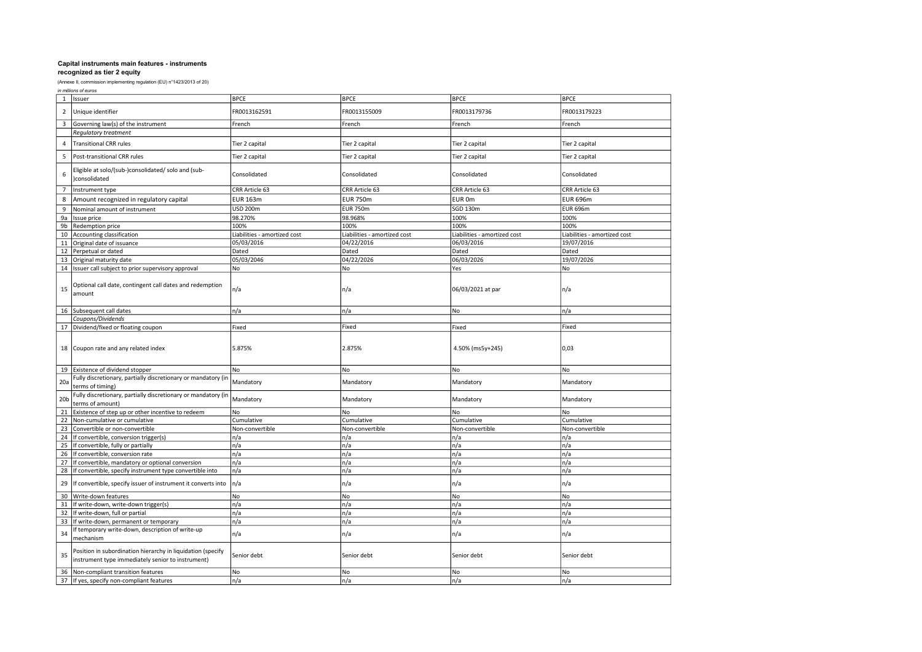**Capital instruments main features - instruments recognized as tier 2 equity**

(Annexe II, commission implementing regulation (EU) n°1423/2013 of 20)

*in millions of euros*

| | | | | | |
|---|---|---|---|---|---|
| 1 | Issuer | BPCE | BPCE | BPCE | BPCE |
| 2 | Unique identifier | FR0013162591 | FR0013155009 | FR0013179736 | FR0013179223 |
| 3 | Governing law(s) of the instrument | French | French | French | French |
| | *Regulatory treatment* | | | | |
| 4 | Transitional CRR rules | Tier 2 capital | Tier 2 capital | Tier 2 capital | Tier 2 capital |
| 5 | Post-transitional CRR rules | Tier 2 capital | Tier 2 capital | Tier 2 capital | Tier 2 capital |
| 6 | Eligible at solo/(sub-)consolidated/ solo and (sub-)consolidated | Consolidated | Consolidated | Consolidated | Consolidated |
| 7 | Instrument type | CRR Article 63 | CRR Article 63 | CRR Article 63 | CRR Article 63 |
| 8 | Amount recognized in regulatory capital | EUR 163m | EUR 750m | EUR 0m | EUR 696m |
| 9 | Nominal amount of instrument | USD 200m | EUR 750m | SGD 130m | EUR 696m |
| 9a | Issue price | 98.270% | 98.968% | 100% | 100% |
| 9b | Redemption price | 100% | 100% | 100% | 100% |
| 10 | Accounting classification | Liabilities - amortized cost | Liabilities - amortized cost | Liabilities - amortized cost | Liabilities - amortized cost |
| 11 | Original date of issuance | 05/03/2016 | 04/22/2016 | 06/03/2016 | 19/07/2016 |
| 12 | Perpetual or dated | Dated | Dated | Dated | Dated |
| 13 | Original maturity date | 05/03/2046 | 04/22/2026 | 06/03/2026 | 19/07/2026 |
| 14 | Issuer call subject to prior supervisory approval | No | No | Yes | No |
| 15 | Optional call date, contingent call dates and redemption amount | n/a | n/a | 06/03/2021 at par | n/a |
| 16 | Subsequent call dates | n/a | n/a | No | n/a |
| | *Coupons/Dividends* | | | | |
| 17 | Dividend/fixed or floating coupon | Fixed | Fixed | Fixed | Fixed |
| 18 | Coupon rate and any related index | 5.875% | 2.875% | 4.50% (ms5y+245) | 0,03 |
| 19 | Existence of dividend stopper | No | No | No | No |
| 20a | Fully discretionary, partially discretionary or mandatory (in terms of timing) | Mandatory | Mandatory | Mandatory | Mandatory |
| 20b | Fully discretionary, partially discretionary or mandatory (in terms of amount) | Mandatory | Mandatory | Mandatory | Mandatory |
| 21 | Existence of step up or other incentive to redeem | No | No | No | No |
| 22 | Non-cumulative or cumulative | Cumulative | Cumulative | Cumulative | Cumulative |
| 23 | Convertible or non-convertible | Non-convertible | Non-convertible | Non-convertible | Non-convertible |
| 24 | If convertible, conversion trigger(s) | n/a | n/a | n/a | n/a |
| 25 | If convertible, fully or partially | n/a | n/a | n/a | n/a |
| 26 | If convertible, conversion rate | n/a | n/a | n/a | n/a |
| 27 | If convertible, mandatory or optional conversion | n/a | n/a | n/a | n/a |
| 28 | If convertible, specify instrument type convertible into | n/a | n/a | n/a | n/a |
| 29 | If convertible, specify issuer of instrument it converts into | n/a | n/a | n/a | n/a |
| 30 | Write-down features | No | No | No | No |
| 31 | If write-down, write-down trigger(s) | n/a | n/a | n/a | n/a |
| 32 | If write-down, full or partial | n/a | n/a | n/a | n/a |
| 33 | If write-down, permanent or temporary | n/a | n/a | n/a | n/a |
| 34 | If temporary write-down, description of write-up mechanism | n/a | n/a | n/a | n/a |
| 35 | Position in subordination hierarchy in liquidation (specify instrument type immediately senior to instrument) | Senior debt | Senior debt | Senior debt | Senior debt |
| 36 | Non-compliant transition features | No | No | No | No |
| 37 | If yes, specify non-compliant features | n/a | n/a | n/a | n/a |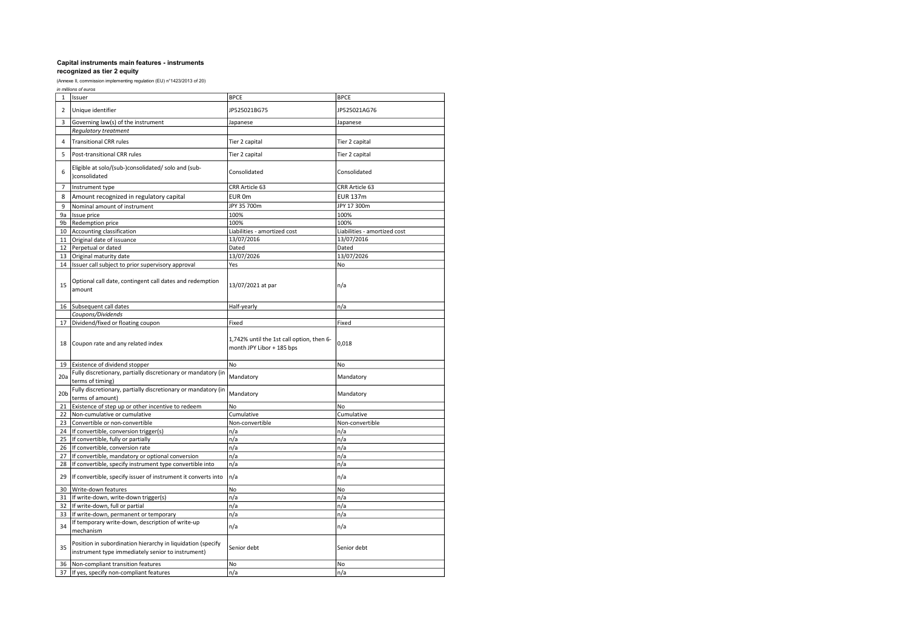**Capital instruments main features - instruments recognized as tier 2 equity**

(Annexe II, commission implementing regulation (EU) n°1423/2013 of 20)

*in millions of euros*

| | | | |
|---|---|---|---|
| 1 | Issuer | BPCE | BPCE |
| 2 | Unique identifier | JP525021BG75 | JP525021AG76 |
| 3 | Governing law(s) of the instrument | Japanese | Japanese |
| | *Regulatory treatment* | | |
| 4 | Transitional CRR rules | Tier 2 capital | Tier 2 capital |
| 5 | Post-transitional CRR rules | Tier 2 capital | Tier 2 capital |
| 6 | Eligible at solo/(sub-)consolidated/ solo and (sub-)consolidated | Consolidated | Consolidated |
| 7 | Instrument type | CRR Article 63 | CRR Article 63 |
| 8 | Amount recognized in regulatory capital | EUR 0m | EUR 137m |
| 9 | Nominal amount of instrument | JPY 35 700m | JPY 17 300m |
| 9a | Issue price | 100% | 100% |
| 9b | Redemption price | 100% | 100% |
| 10 | Accounting classification | Liabilities - amortized cost | Liabilities - amortized cost |
| 11 | Original date of issuance | 13/07/2016 | 13/07/2016 |
| 12 | Perpetual or dated | Dated | Dated |
| 13 | Original maturity date | 13/07/2026 | 13/07/2026 |
| 14 | Issuer call subject to prior supervisory approval | Yes | No |
| 15 | Optional call date, contingent call dates and redemption amount | 13/07/2021 at par | n/a |
| 16 | Subsequent call dates | Half-yearly | n/a |
| | *Coupons/Dividends* | | |
| 17 | Dividend/fixed or floating coupon | Fixed | Fixed |
| 18 | Coupon rate and any related index | 1,742% until the 1st call option, then 6-month JPY Libor + 185 bps | 0,018 |
| 19 | Existence of dividend stopper | No | No |
| 20a | Fully discretionary, partially discretionary or mandatory (in terms of timing) | Mandatory | Mandatory |
| 20b | Fully discretionary, partially discretionary or mandatory (in terms of amount) | Mandatory | Mandatory |
| 21 | Existence of step up or other incentive to redeem | No | No |
| 22 | Non-cumulative or cumulative | Cumulative | Cumulative |
| 23 | Convertible or non-convertible | Non-convertible | Non-convertible |
| 24 | If convertible, conversion trigger(s) | n/a | n/a |
| 25 | If convertible, fully or partially | n/a | n/a |
| 26 | If convertible, conversion rate | n/a | n/a |
| 27 | If convertible, mandatory or optional conversion | n/a | n/a |
| 28 | If convertible, specify instrument type convertible into | n/a | n/a |
| 29 | If convertible, specify issuer of instrument it converts into | n/a | n/a |
| 30 | Write-down features | No | No |
| 31 | If write-down, write-down trigger(s) | n/a | n/a |
| 32 | If write-down, full or partial | n/a | n/a |
| 33 | If write-down, permanent or temporary | n/a | n/a |
| 34 | If temporary write-down, description of write-up mechanism | n/a | n/a |
| 35 | Position in subordination hierarchy in liquidation (specify instrument type immediately senior to instrument) | Senior debt | Senior debt |
| 36 | Non-compliant transition features | No | No |
| 37 | If yes, specify non-compliant features | n/a | n/a |